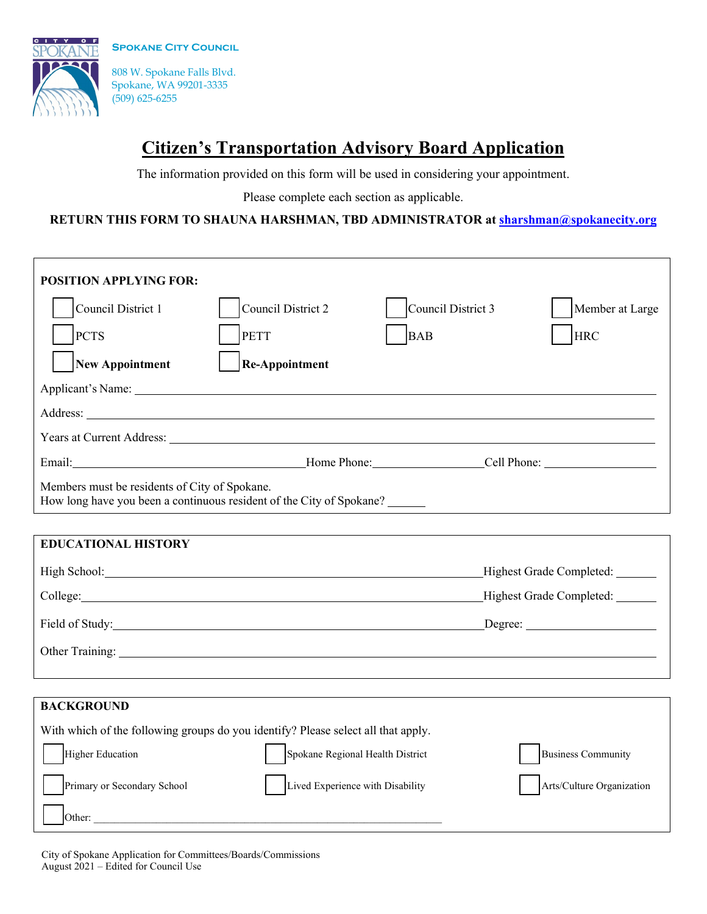**Spokane City Council**

808 W. Spokane Falls Blvd.
Spokane, WA 99201-3335
(509) 625-6255

# Citizen's Transportation Advisory Board Application

The information provided on this form will be used in considering your appointment.

Please complete each section as applicable.

**RETURN THIS FORM TO SHAUNA HARSHMAN, TBD ADMINISTRATOR at sharshman@spokanecity.org**

---

**POSITION APPLYING FOR:**

- ☐ Council District 1
- ☐ Council District 2
- ☐ Council District 3
- ☐ Member at Large
- ☐ PCTS
- ☐ PETT
- ☐ BAB
- ☐ HRC
- ☐ **New Appointment**
- ☐ **Re-Appointment**

Applicant's Name: ______________________________

Address: ______________________________

Years at Current Address: ______________________________

Email: ______________________ Home Phone: ______________ Cell Phone: ______________

Members must be residents of City of Spokane.
How long have you been a continuous resident of the City of Spokane? ______

---

**EDUCATIONAL HISTORY**

High School: ______________________________ Highest Grade Completed: ______

College: ______________________________ Highest Grade Completed: ______

Field of Study: ______________________________ Degree: ______________

Other Training: ______________________________

---

**BACKGROUND**

With which of the following groups do you identify? Please select all that apply.

- ☐ Higher Education
- ☐ Spokane Regional Health District
- ☐ Business Community
- ☐ Primary or Secondary School
- ☐ Lived Experience with Disability
- ☐ Arts/Culture Organization
- ☐ Other: ______________________________

City of Spokane Application for Committees/Boards/Commissions
August 2021 – Edited for Council Use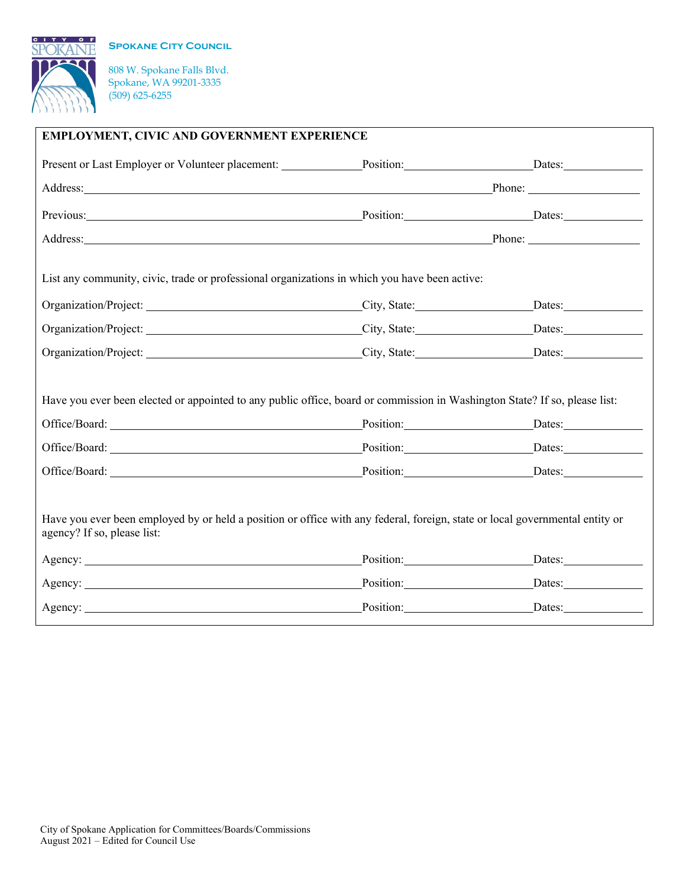**Spokane City Council**

808 W. Spokane Falls Blvd.
Spokane, WA 99201-3335
(509) 625-6255

## EMPLOYMENT, CIVIC AND GOVERNMENT EXPERIENCE

Present or Last Employer or Volunteer placement: ______________ Position: ______________________ Dates: ______________

Address: ______________________________________________________________________ Phone: ____________________

Previous: ______________________________________________ Position: ______________________ Dates: ______________

Address: ______________________________________________________________________ Phone: ____________________

List any community, civic, trade or professional organizations in which you have been active:

Organization/Project: ______________________________________ City, State: ____________________ Dates: ______________

Organization/Project: ______________________________________ City, State: ____________________ Dates: ______________

Organization/Project: ______________________________________ City, State: ____________________ Dates: ______________

Have you ever been elected or appointed to any public office, board or commission in Washington State? If so, please list:

Office/Board: ____________________________________________ Position: ______________________ Dates: ______________

Office/Board: ____________________________________________ Position: ______________________ Dates: ______________

Office/Board: ____________________________________________ Position: ______________________ Dates: ______________

Have you ever been employed by or held a position or office with any federal, foreign, state or local governmental entity or agency? If so, please list:

Agency: ________________________________________________ Position: ______________________ Dates: ______________

Agency: ________________________________________________ Position: ______________________ Dates: ______________

Agency: ________________________________________________ Position: ______________________ Dates: ______________

City of Spokane Application for Committees/Boards/Commissions
August 2021 – Edited for Council Use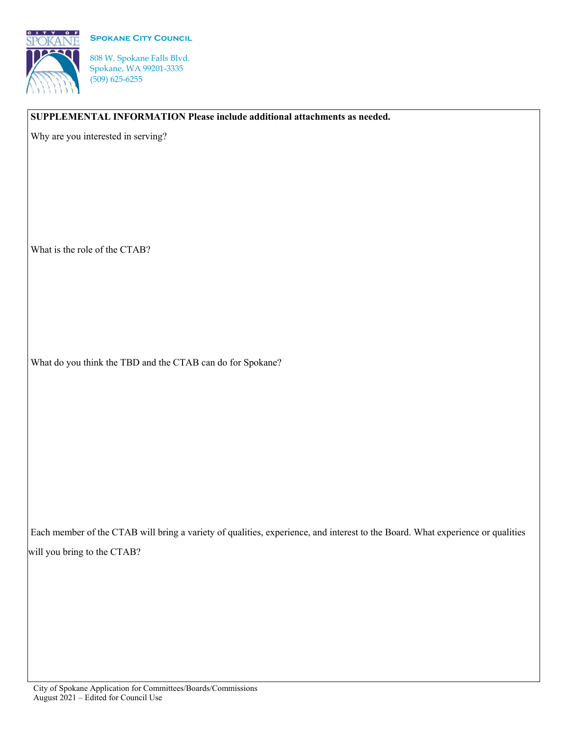**Spokane City Council**

808 W. Spokane Falls Blvd.
Spokane, WA 99201-3335
(509) 625-6255

**SUPPLEMENTAL INFORMATION Please include additional attachments as needed.**

Why are you interested in serving?

What is the role of the CTAB?

What do you think the TBD and the CTAB can do for Spokane?

Each member of the CTAB will bring a variety of qualities, experience, and interest to the Board. What experience or qualities will you bring to the CTAB?

City of Spokane Application for Committees/Boards/Commissions
August 2021 – Edited for Council Use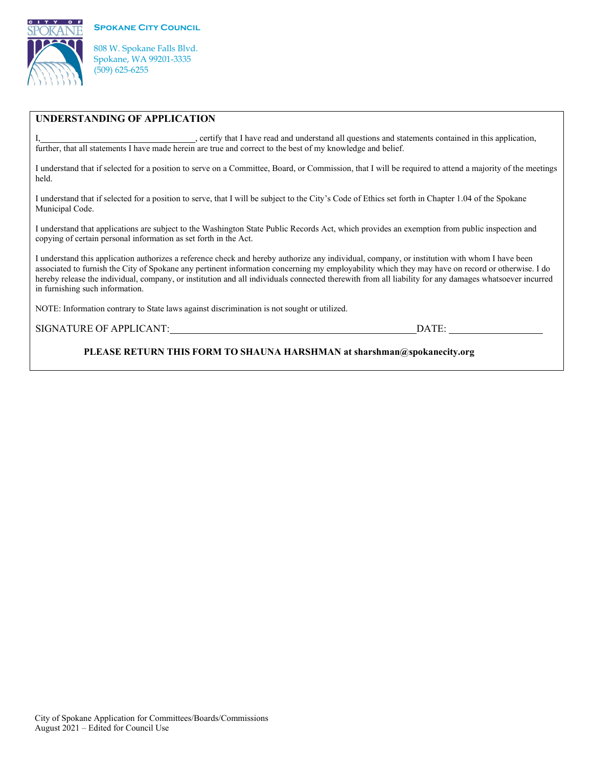**Spokane City Council**

808 W. Spokane Falls Blvd.
Spokane, WA 99201-3335
(509) 625-6255

## UNDERSTANDING OF APPLICATION

I,\_\_\_\_\_\_\_\_\_\_\_\_\_\_\_\_\_\_\_\_\_\_\_\_\_\_\_\_\_\_\_\_, certify that I have read and understand all questions and statements contained in this application, further, that all statements I have made herein are true and correct to the best of my knowledge and belief.

I understand that if selected for a position to serve on a Committee, Board, or Commission, that I will be required to attend a majority of the meetings held.

I understand that if selected for a position to serve, that I will be subject to the City's Code of Ethics set forth in Chapter 1.04 of the Spokane Municipal Code.

I understand that applications are subject to the Washington State Public Records Act, which provides an exemption from public inspection and copying of certain personal information as set forth in the Act.

I understand this application authorizes a reference check and hereby authorize any individual, company, or institution with whom I have been associated to furnish the City of Spokane any pertinent information concerning my employability which they may have on record or otherwise. I do hereby release the individual, company, or institution and all individuals connected therewith from all liability for any damages whatsoever incurred in furnishing such information.

NOTE: Information contrary to State laws against discrimination is not sought or utilized.

SIGNATURE OF APPLICANT:\_\_\_\_\_\_\_\_\_\_\_\_\_\_\_\_\_\_\_\_\_\_\_\_\_\_\_\_\_\_\_\_\_\_\_\_\_\_\_\_\_\_\_\_ DATE: \_\_\_\_\_\_\_\_\_\_\_\_\_\_\_\_\_\_

**PLEASE RETURN THIS FORM TO SHAUNA HARSHMAN at sharshman@spokanecity.org**

City of Spokane Application for Committees/Boards/Commissions
August 2021 – Edited for Council Use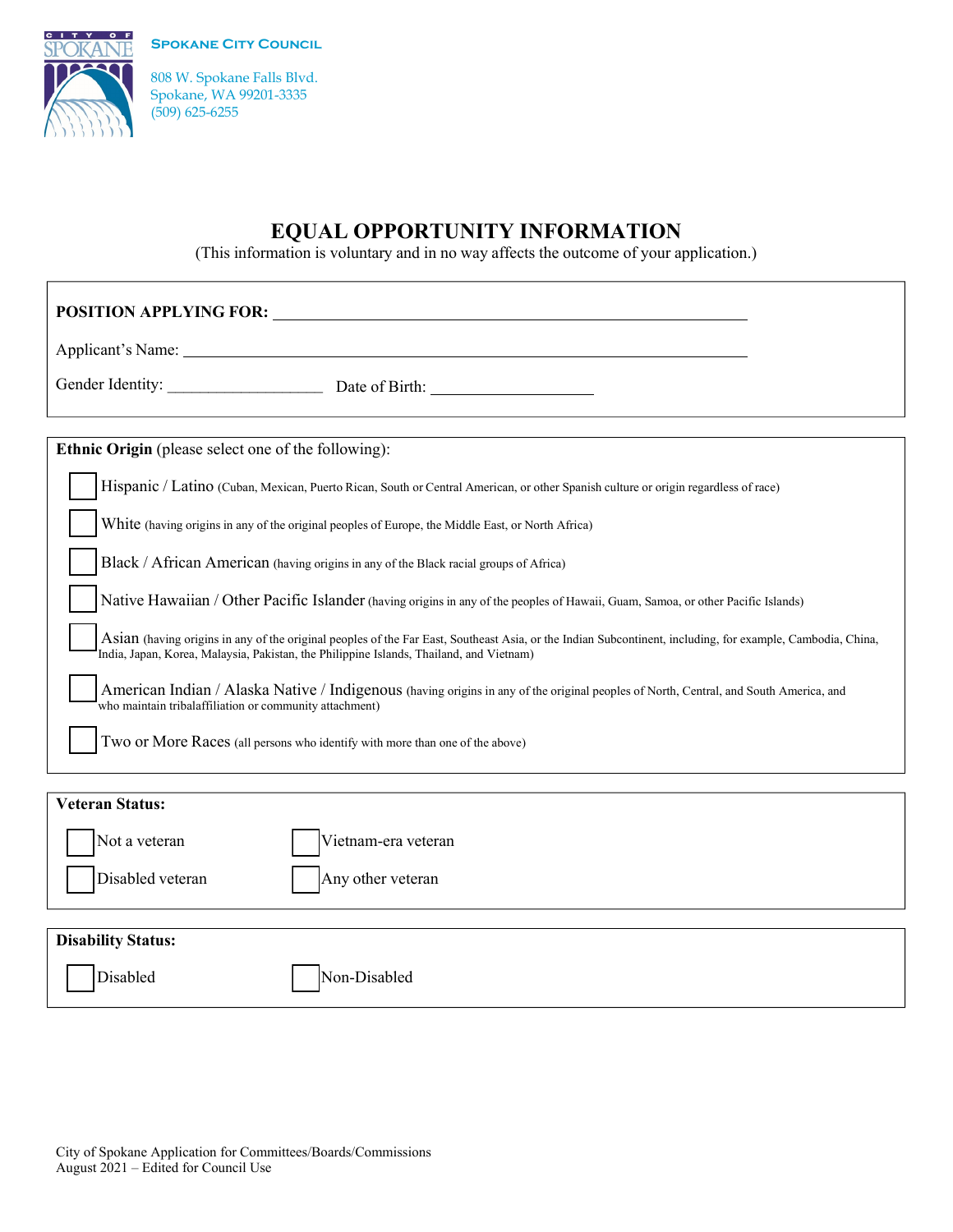**Spokane City Council**

808 W. Spokane Falls Blvd.
Spokane, WA 99201-3335
(509) 625-6255

# EQUAL OPPORTUNITY INFORMATION

(This information is voluntary and in no way affects the outcome of your application.)

**POSITION APPLYING FOR:** ______________________________________________

Applicant's Name: ______________________________________________

Gender Identity: __________________ Date of Birth: __________________

**Ethnic Origin** (please select one of the following):

- ☐ Hispanic / Latino (Cuban, Mexican, Puerto Rican, South or Central American, or other Spanish culture or origin regardless of race)
- ☐ White (having origins in any of the original peoples of Europe, the Middle East, or North Africa)
- ☐ Black / African American (having origins in any of the Black racial groups of Africa)
- ☐ Native Hawaiian / Other Pacific Islander (having origins in any of the peoples of Hawaii, Guam, Samoa, or other Pacific Islands)
- ☐ Asian (having origins in any of the original peoples of the Far East, Southeast Asia, or the Indian Subcontinent, including, for example, Cambodia, China, India, Japan, Korea, Malaysia, Pakistan, the Philippine Islands, Thailand, and Vietnam)
- ☐ American Indian / Alaska Native / Indigenous (having origins in any of the original peoples of North, Central, and South America, and who maintain tribalaffiliation or community attachment)
- ☐ Two or More Races (all persons who identify with more than one of the above)

**Veteran Status:**

- ☐ Not a veteran
- ☐ Vietnam-era veteran
- ☐ Disabled veteran
- ☐ Any other veteran

**Disability Status:**

- ☐ Disabled
- ☐ Non-Disabled

City of Spokane Application for Committees/Boards/Commissions
August 2021 – Edited for Council Use